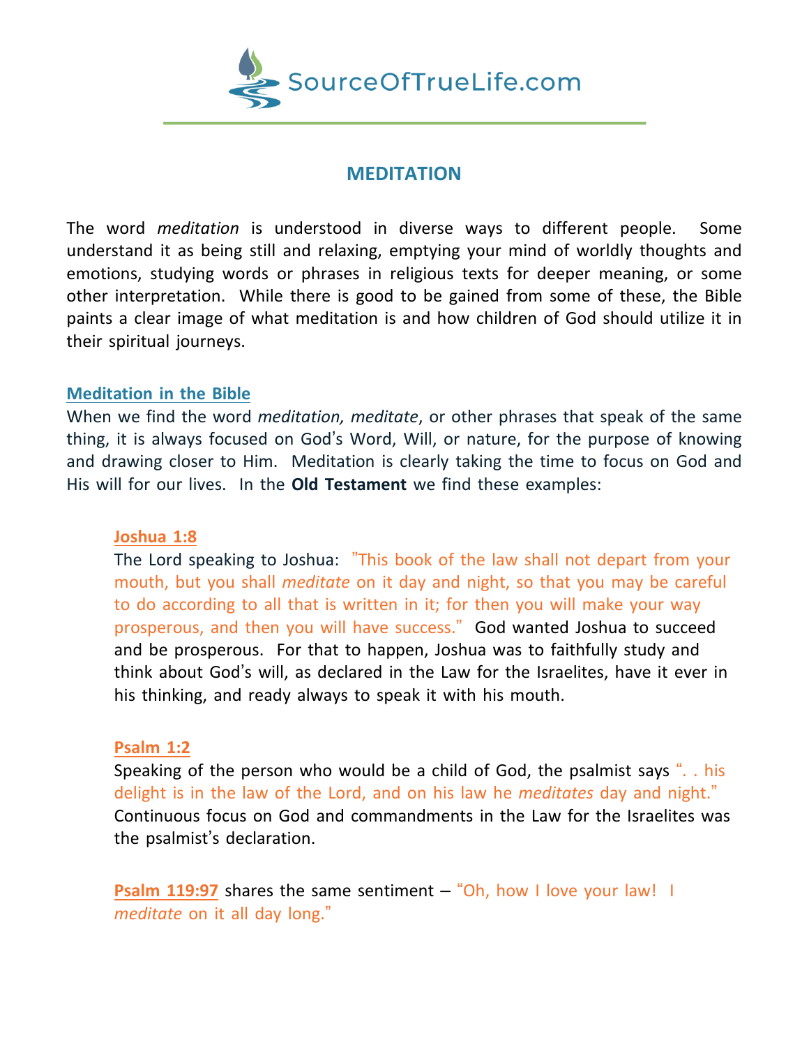# MEDITATION

The word *meditation* is understood in diverse ways to different people. Some understand it as being still and relaxing, emptying your mind of worldly thoughts and emotions, studying words or phrases in religious texts for deeper meaning, or some other interpretation. While there is good to be gained from some of these, the Bible paints a clear image of what meditation is and how children of God should utilize it in their spiritual journeys.

## Meditation in the Bible

When we find the word *meditation, meditate*, or other phrases that speak of the same thing, it is always focused on God's Word, Will, or nature, for the purpose of knowing and drawing closer to Him. Meditation is clearly taking the time to focus on God and His will for our lives. In the **Old Testament** we find these examples:

**Joshua 1:8**

The Lord speaking to Joshua: "This book of the law shall not depart from your mouth, but you shall *meditate* on it day and night, so that you may be careful to do according to all that is written in it; for then you will make your way prosperous, and then you will have success." God wanted Joshua to succeed and be prosperous. For that to happen, Joshua was to faithfully study and think about God's will, as declared in the Law for the Israelites, have it ever in his thinking, and ready always to speak it with his mouth.

**Psalm 1:2**

Speaking of the person who would be a child of God, the psalmist says ". . his delight is in the law of the Lord, and on his law he *meditates* day and night." Continuous focus on God and commandments in the Law for the Israelites was the psalmist's declaration.

**Psalm 119:97** shares the same sentiment – "Oh, how I love your law! I *meditate* on it all day long."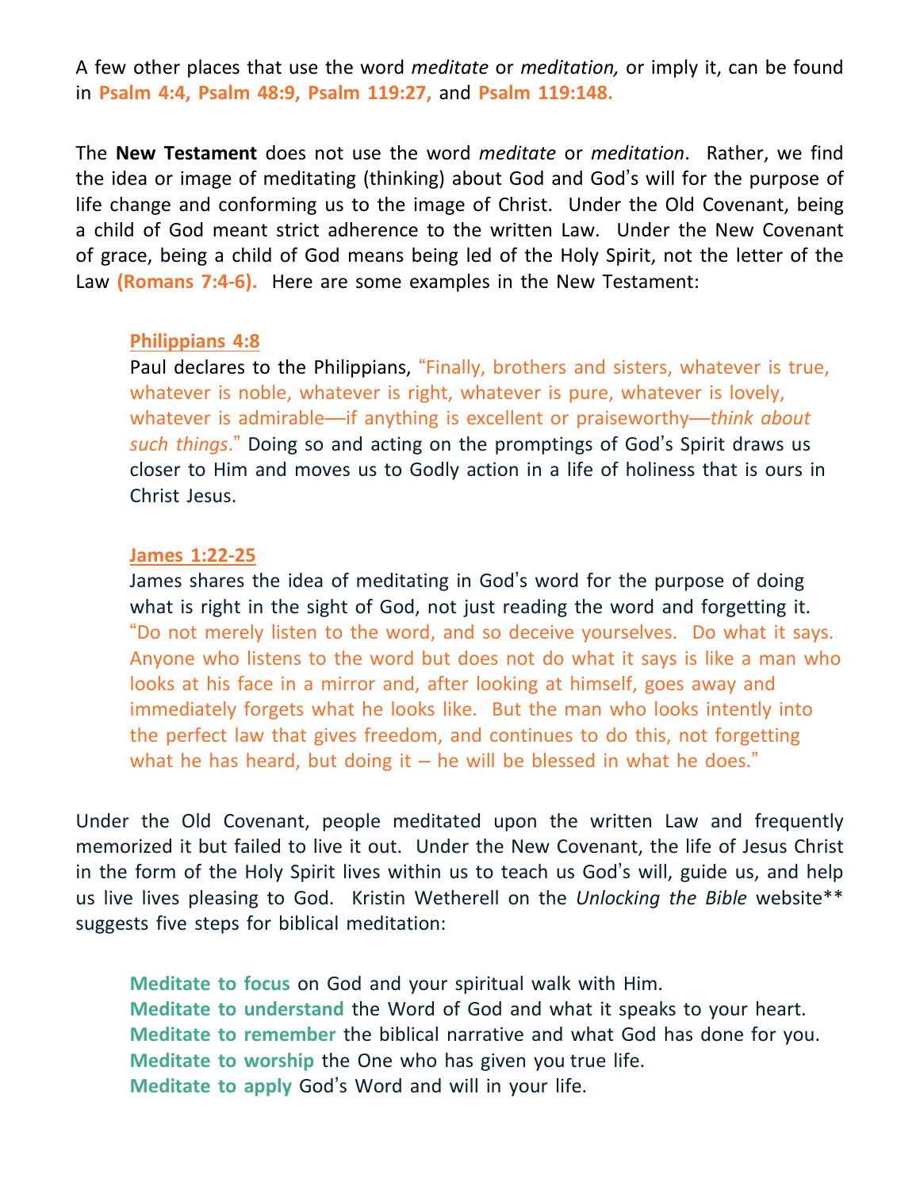A few other places that use the word *meditate* or *meditation,* or imply it, can be found in **Psalm 4:4, Psalm 48:9, Psalm 119:27,** and **Psalm 119:148.**

The **New Testament** does not use the word *meditate* or *meditation*. Rather, we find the idea or image of meditating (thinking) about God and God's will for the purpose of life change and conforming us to the image of Christ. Under the Old Covenant, being a child of God meant strict adherence to the written Law. Under the New Covenant of grace, being a child of God means being led of the Holy Spirit, not the letter of the Law **(Romans 7:4-6).** Here are some examples in the New Testament:

**Philippians 4:8**

Paul declares to the Philippians, "Finally, brothers and sisters, whatever is true, whatever is noble, whatever is right, whatever is pure, whatever is lovely, whatever is admirable—if anything is excellent or praiseworthy—*think about such things*." Doing so and acting on the promptings of God's Spirit draws us closer to Him and moves us to Godly action in a life of holiness that is ours in Christ Jesus.

**James 1:22-25**

James shares the idea of meditating in God's word for the purpose of doing what is right in the sight of God, not just reading the word and forgetting it. "Do not merely listen to the word, and so deceive yourselves. Do what it says. Anyone who listens to the word but does not do what it says is like a man who looks at his face in a mirror and, after looking at himself, goes away and immediately forgets what he looks like. But the man who looks intently into the perfect law that gives freedom, and continues to do this, not forgetting what he has heard, but doing it – he will be blessed in what he does."

Under the Old Covenant, people meditated upon the written Law and frequently memorized it but failed to live it out. Under the New Covenant, the life of Jesus Christ in the form of the Holy Spirit lives within us to teach us God's will, guide us, and help us live lives pleasing to God. Kristin Wetherell on the *Unlocking the Bible* website** suggests five steps for biblical meditation:

**Meditate to focus** on God and your spiritual walk with Him.
**Meditate to understand** the Word of God and what it speaks to your heart.
**Meditate to remember** the biblical narrative and what God has done for you.
**Meditate to worship** the One who has given you true life.
**Meditate to apply** God's Word and will in your life.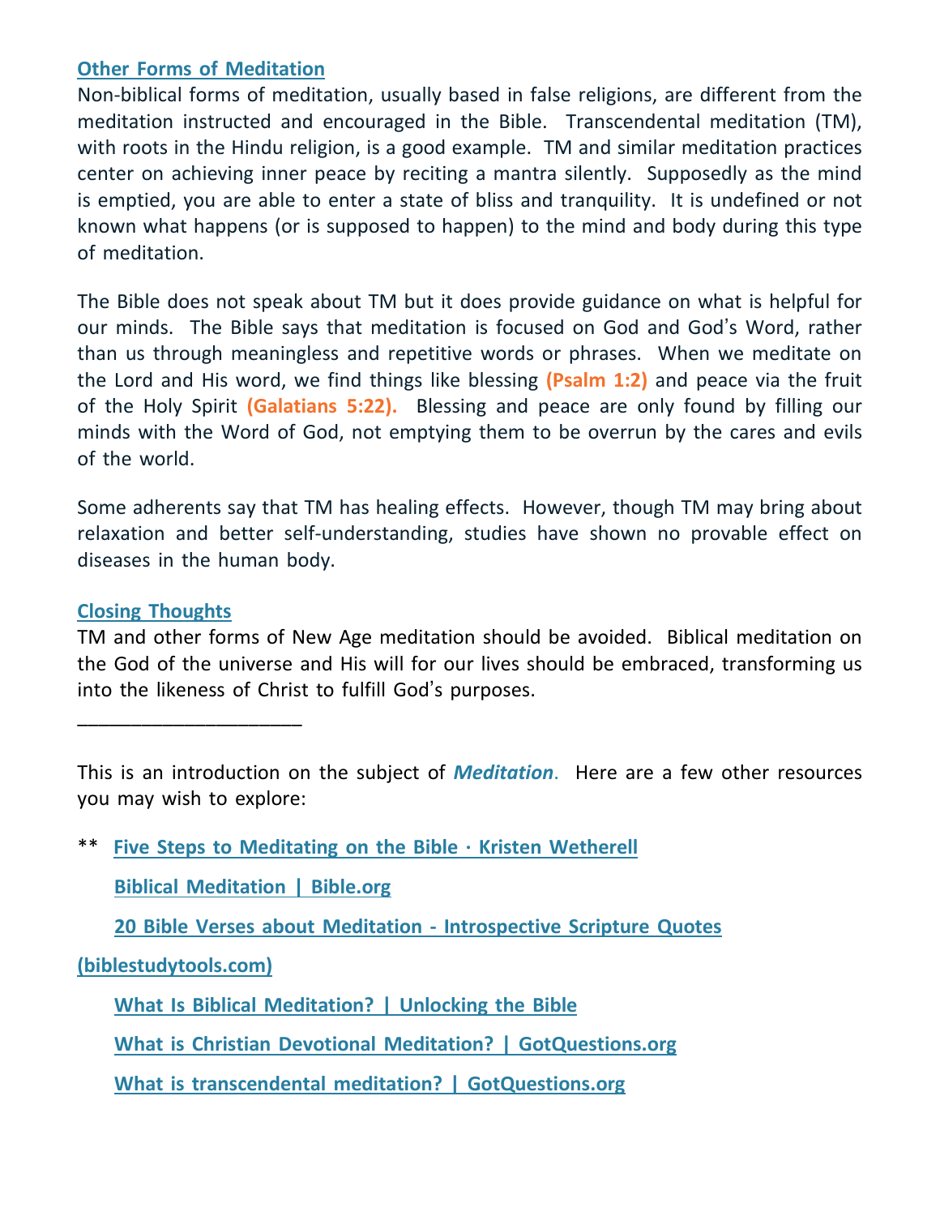## Other Forms of Meditation

Non-biblical forms of meditation, usually based in false religions, are different from the meditation instructed and encouraged in the Bible. Transcendental meditation (TM), with roots in the Hindu religion, is a good example. TM and similar meditation practices center on achieving inner peace by reciting a mantra silently. Supposedly as the mind is emptied, you are able to enter a state of bliss and tranquility. It is undefined or not known what happens (or is supposed to happen) to the mind and body during this type of meditation.

The Bible does not speak about TM but it does provide guidance on what is helpful for our minds. The Bible says that meditation is focused on God and God's Word, rather than us through meaningless and repetitive words or phrases. When we meditate on the Lord and His word, we find things like blessing **(Psalm 1:2)** and peace via the fruit of the Holy Spirit **(Galatians 5:22).** Blessing and peace are only found by filling our minds with the Word of God, not emptying them to be overrun by the cares and evils of the world.

Some adherents say that TM has healing effects. However, though TM may bring about relaxation and better self-understanding, studies have shown no provable effect on diseases in the human body.

## Closing Thoughts

TM and other forms of New Age meditation should be avoided. Biblical meditation on the God of the universe and His will for our lives should be embraced, transforming us into the likeness of Christ to fulfill God's purposes.

______________________

This is an introduction on the subject of ***Meditation***. Here are a few other resources you may wish to explore:

** **Five Steps to Meditating on the Bible · Kristen Wetherell**

**Biblical Meditation | Bible.org**

**20 Bible Verses about Meditation - Introspective Scripture Quotes (biblestudytools.com)**

**What Is Biblical Meditation? | Unlocking the Bible**

**What is Christian Devotional Meditation? | GotQuestions.org**

**What is transcendental meditation? | GotQuestions.org**